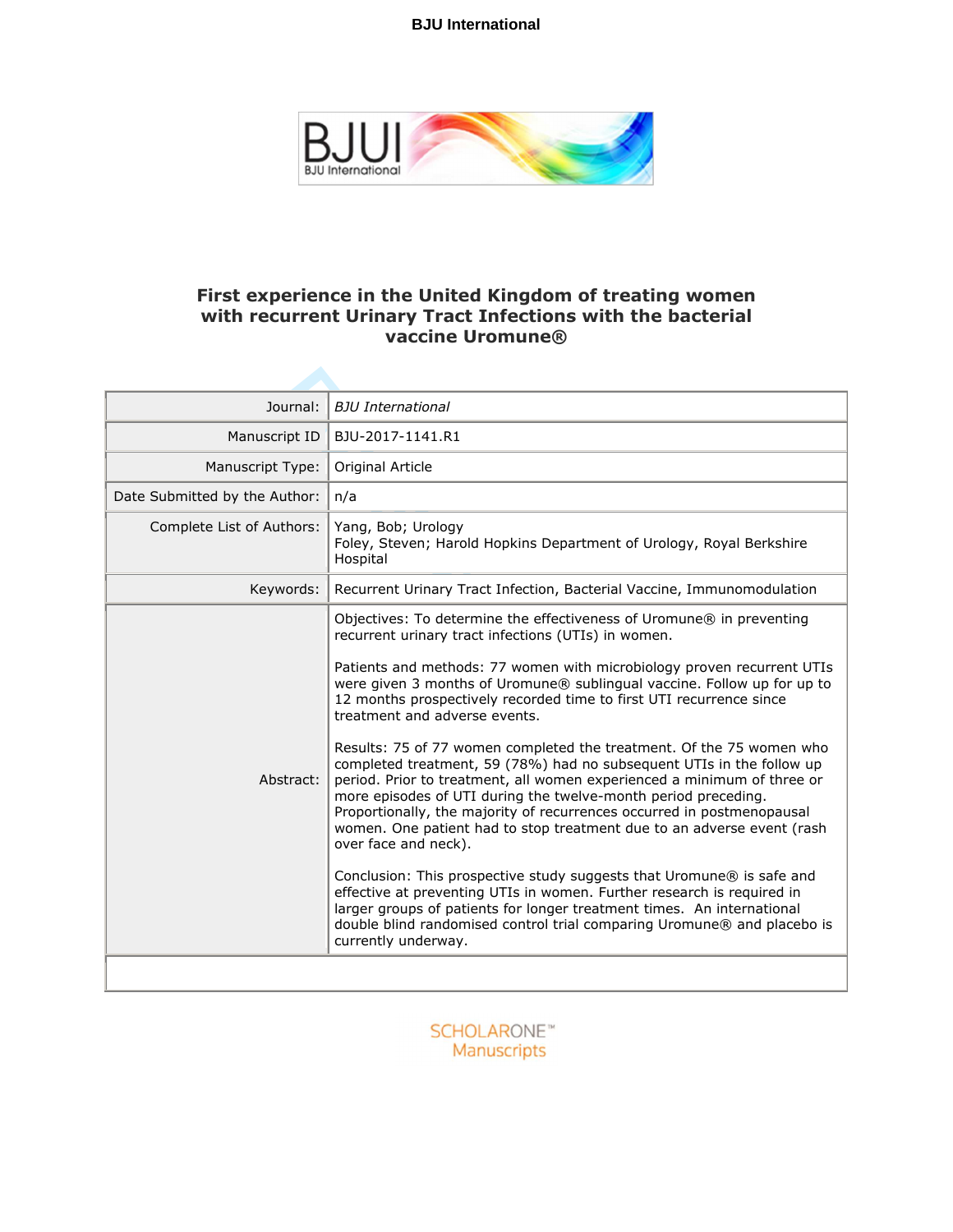# First experience in the United Kingdom of treating women with recurrent Urinary Tract Infections with the bacterial vaccine Uromune®

| | |
|---|---|
| Journal: | *BJU International* |
| Manuscript ID | BJU-2017-1141.R1 |
| Manuscript Type: | Original Article |
| Date Submitted by the Author: | n/a |
| Complete List of Authors: | Yang, Bob; Urology<br>Foley, Steven; Harold Hopkins Department of Urology, Royal Berkshire Hospital |
| Keywords: | Recurrent Urinary Tract Infection, Bacterial Vaccine, Immunomodulation |
| Abstract: | Objectives: To determine the effectiveness of Uromune® in preventing recurrent urinary tract infections (UTIs) in women.<br><br>Patients and methods: 77 women with microbiology proven recurrent UTIs were given 3 months of Uromune® sublingual vaccine. Follow up for up to 12 months prospectively recorded time to first UTI recurrence since treatment and adverse events.<br><br>Results: 75 of 77 women completed the treatment. Of the 75 women who completed treatment, 59 (78%) had no subsequent UTIs in the follow up period. Prior to treatment, all women experienced a minimum of three or more episodes of UTI during the twelve-month period preceding. Proportionally, the majority of recurrences occurred in postmenopausal women. One patient had to stop treatment due to an adverse event (rash over face and neck).<br><br>Conclusion: This prospective study suggests that Uromune® is safe and effective at preventing UTIs in women. Further research is required in larger groups of patients for longer treatment times. An international double blind randomised control trial comparing Uromune® and placebo is currently underway. |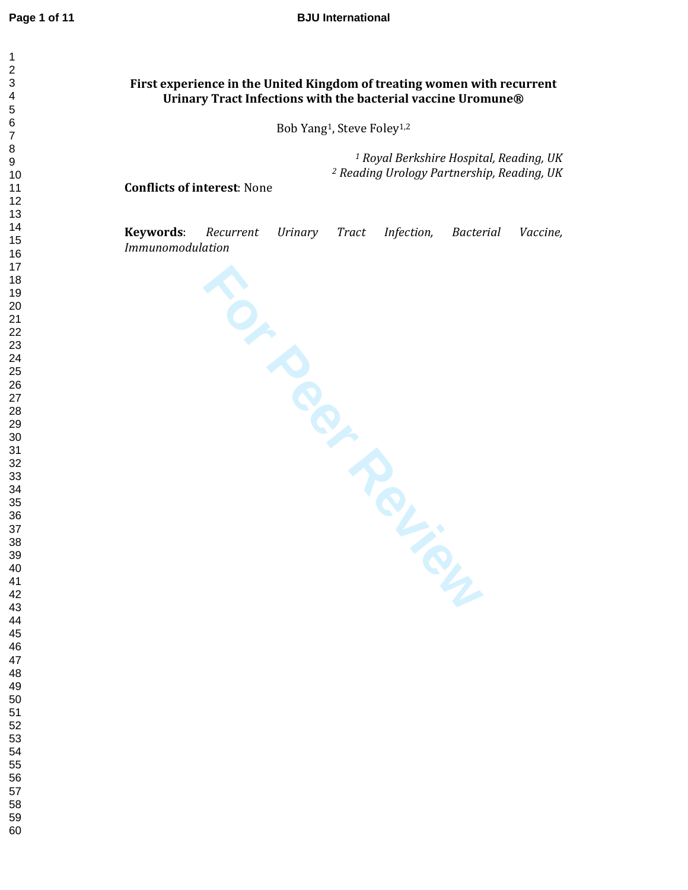# First experience in the United Kingdom of treating women with recurrent Urinary Tract Infections with the bacterial vaccine Uromune®

Bob Yang[1], Steve Foley[1,2]

*[1] Royal Berkshire Hospital, Reading, UK*
*[2] Reading Urology Partnership, Reading, UK*

**Conflicts of interest**: None

**Keywords**: *Recurrent Urinary Tract Infection, Bacterial Vaccine, Immunomodulation*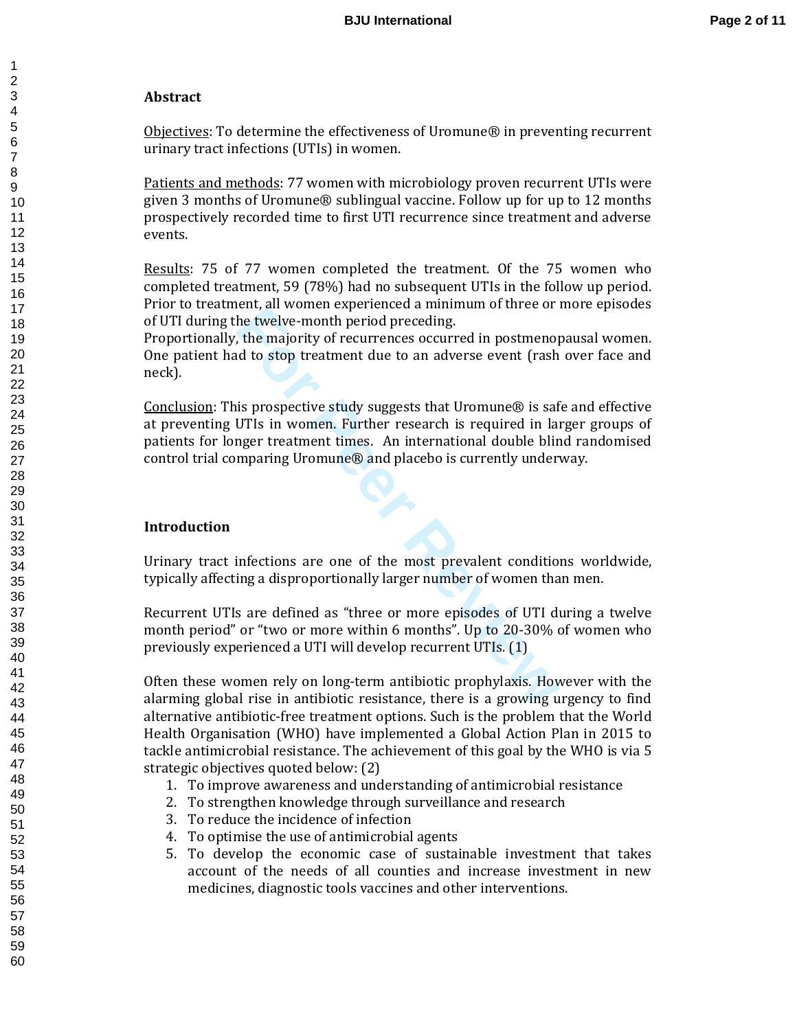## Abstract

Objectives: To determine the effectiveness of Uromune® in preventing recurrent urinary tract infections (UTIs) in women.

Patients and methods: 77 women with microbiology proven recurrent UTIs were given 3 months of Uromune® sublingual vaccine. Follow up for up to 12 months prospectively recorded time to first UTI recurrence since treatment and adverse events.

Results: 75 of 77 women completed the treatment. Of the 75 women who completed treatment, 59 (78%) had no subsequent UTIs in the follow up period. Prior to treatment, all women experienced a minimum of three or more episodes of UTI during the twelve-month period preceding.
Proportionally, the majority of recurrences occurred in postmenopausal women. One patient had to stop treatment due to an adverse event (rash over face and neck).

Conclusion: This prospective study suggests that Uromune® is safe and effective at preventing UTIs in women. Further research is required in larger groups of patients for longer treatment times. An international double blind randomised control trial comparing Uromune® and placebo is currently underway.

## Introduction

Urinary tract infections are one of the most prevalent conditions worldwide, typically affecting a disproportionally larger number of women than men.

Recurrent UTIs are defined as "three or more episodes of UTI during a twelve month period" or "two or more within 6 months". Up to 20-30% of women who previously experienced a UTI will develop recurrent UTIs. (1)

Often these women rely on long-term antibiotic prophylaxis. However with the alarming global rise in antibiotic resistance, there is a growing urgency to find alternative antibiotic-free treatment options. Such is the problem that the World Health Organisation (WHO) have implemented a Global Action Plan in 2015 to tackle antimicrobial resistance. The achievement of this goal by the WHO is via 5 strategic objectives quoted below: (2)

1. To improve awareness and understanding of antimicrobial resistance
2. To strengthen knowledge through surveillance and research
3. To reduce the incidence of infection
4. To optimise the use of antimicrobial agents
5. To develop the economic case of sustainable investment that takes account of the needs of all counties and increase investment in new medicines, diagnostic tools vaccines and other interventions.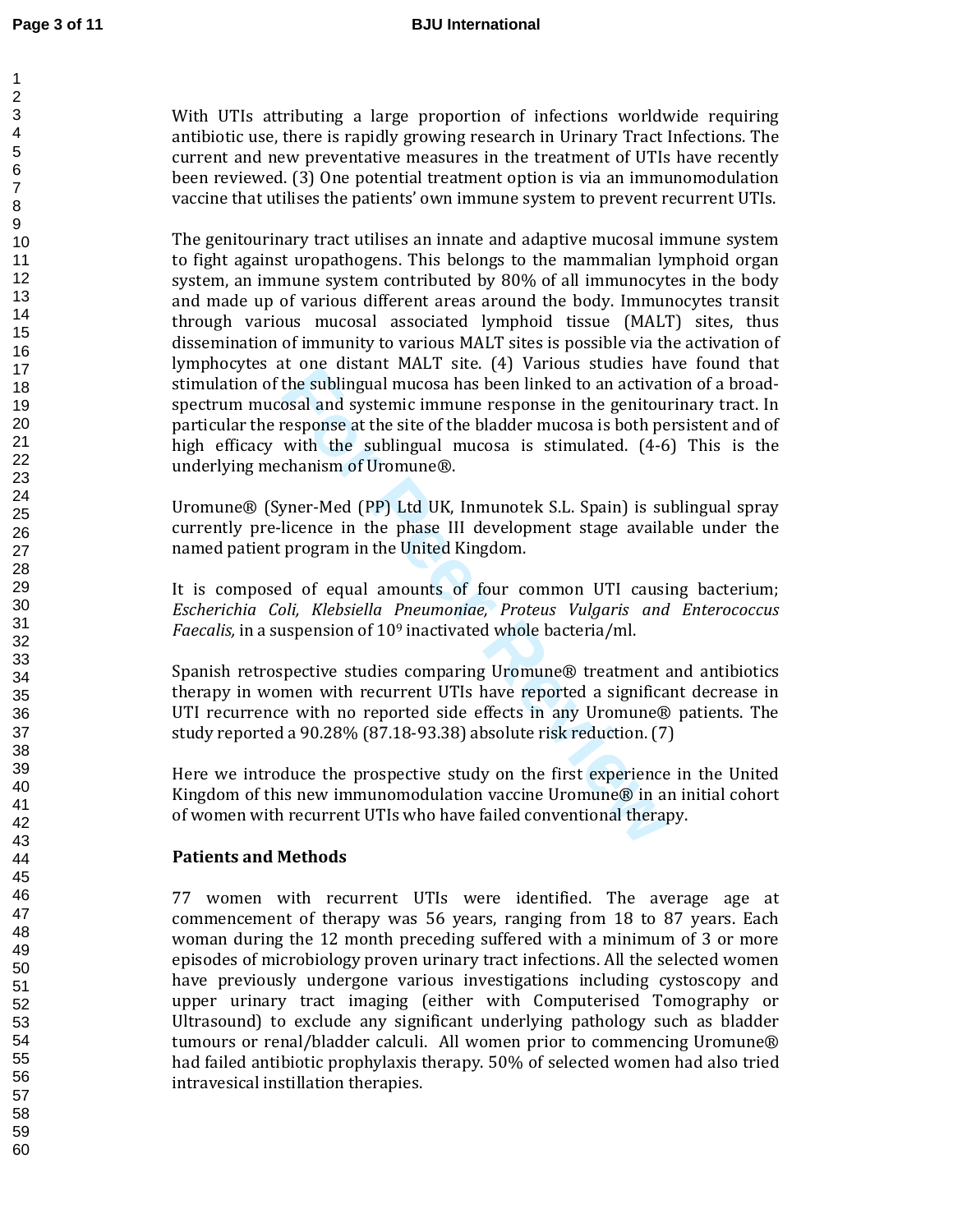With UTIs attributing a large proportion of infections worldwide requiring antibiotic use, there is rapidly growing research in Urinary Tract Infections. The current and new preventative measures in the treatment of UTIs have recently been reviewed. (3) One potential treatment option is via an immunomodulation vaccine that utilises the patients' own immune system to prevent recurrent UTIs.

The genitourinary tract utilises an innate and adaptive mucosal immune system to fight against uropathogens. This belongs to the mammalian lymphoid organ system, an immune system contributed by 80% of all immunocytes in the body and made up of various different areas around the body. Immunocytes transit through various mucosal associated lymphoid tissue (MALT) sites, thus dissemination of immunity to various MALT sites is possible via the activation of lymphocytes at one distant MALT site. (4) Various studies have found that stimulation of the sublingual mucosa has been linked to an activation of a broad-spectrum mucosal and systemic immune response in the genitourinary tract. In particular the response at the site of the bladder mucosa is both persistent and of high efficacy with the sublingual mucosa is stimulated. (4-6) This is the underlying mechanism of Uromune®.

Uromune® (Syner-Med (PP) Ltd UK, Inmunotek S.L. Spain) is sublingual spray currently pre-licence in the phase III development stage available under the named patient program in the United Kingdom.

It is composed of equal amounts of four common UTI causing bacterium; *Escherichia Coli, Klebsiella Pneumoniae, Proteus Vulgaris and Enterococcus Faecalis,* in a suspension of $10^9$ inactivated whole bacteria/ml.

Spanish retrospective studies comparing Uromune® treatment and antibiotics therapy in women with recurrent UTIs have reported a significant decrease in UTI recurrence with no reported side effects in any Uromune® patients. The study reported a 90.28% (87.18-93.38) absolute risk reduction. (7)

Here we introduce the prospective study on the first experience in the United Kingdom of this new immunomodulation vaccine Uromune® in an initial cohort of women with recurrent UTIs who have failed conventional therapy.

**Patients and Methods**

77 women with recurrent UTIs were identified. The average age at commencement of therapy was 56 years, ranging from 18 to 87 years. Each woman during the 12 month preceding suffered with a minimum of 3 or more episodes of microbiology proven urinary tract infections. All the selected women have previously undergone various investigations including cystoscopy and upper urinary tract imaging (either with Computerised Tomography or Ultrasound) to exclude any significant underlying pathology such as bladder tumours or renal/bladder calculi. All women prior to commencing Uromune® had failed antibiotic prophylaxis therapy. 50% of selected women had also tried intravesical instillation therapies.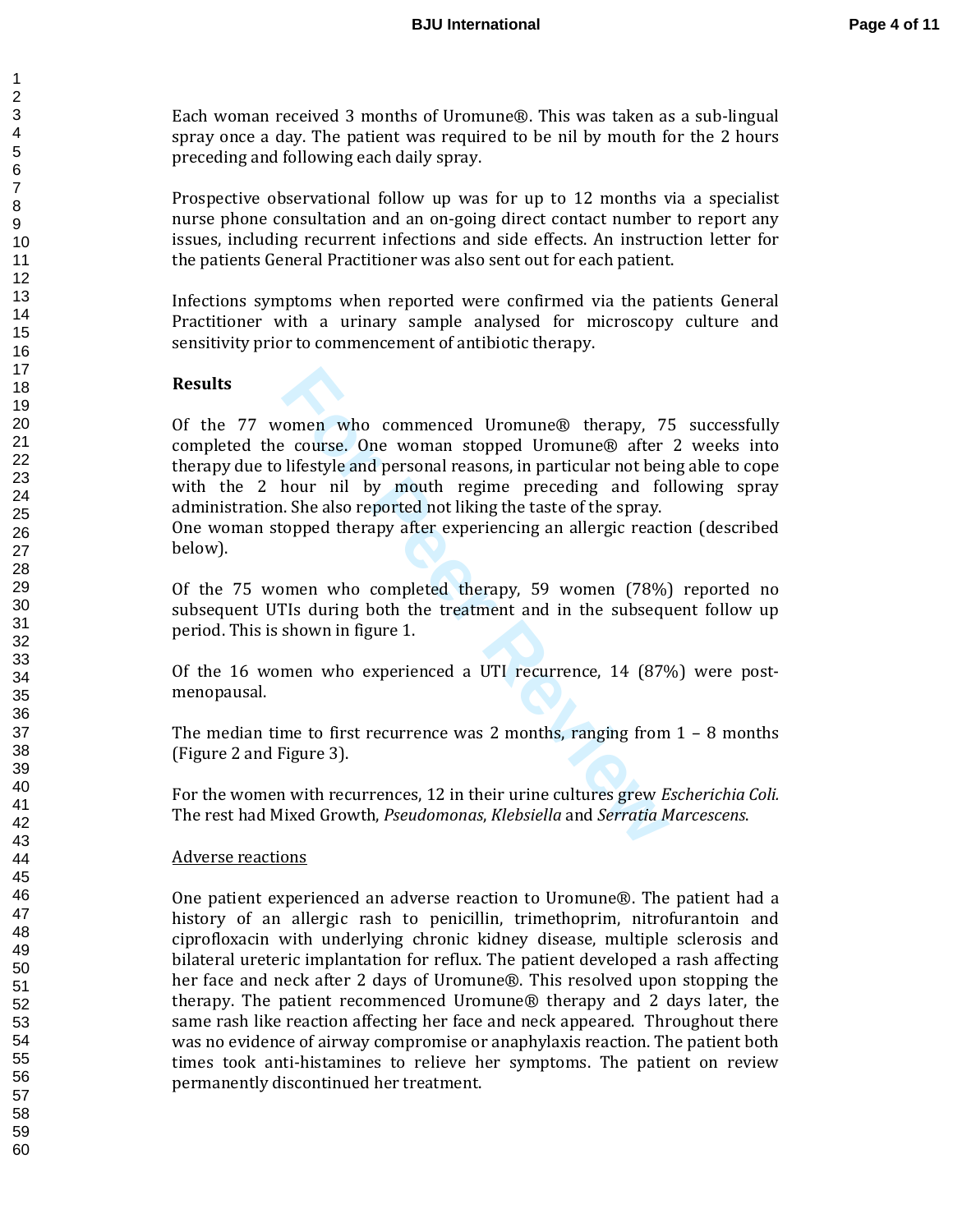Each woman received 3 months of Uromune®. This was taken as a sub-lingual spray once a day. The patient was required to be nil by mouth for the 2 hours preceding and following each daily spray.

Prospective observational follow up was for up to 12 months via a specialist nurse phone consultation and an on-going direct contact number to report any issues, including recurrent infections and side effects. An instruction letter for the patients General Practitioner was also sent out for each patient.

Infections symptoms when reported were confirmed via the patients General Practitioner with a urinary sample analysed for microscopy culture and sensitivity prior to commencement of antibiotic therapy.

**Results**

Of the 77 women who commenced Uromune® therapy, 75 successfully completed the course. One woman stopped Uromune® after 2 weeks into therapy due to lifestyle and personal reasons, in particular not being able to cope with the 2 hour nil by mouth regime preceding and following spray administration. She also reported not liking the taste of the spray.
One woman stopped therapy after experiencing an allergic reaction (described below).

Of the 75 women who completed therapy, 59 women (78%) reported no subsequent UTIs during both the treatment and in the subsequent follow up period. This is shown in figure 1.

Of the 16 women who experienced a UTI recurrence, 14 (87%) were post-menopausal.

The median time to first recurrence was 2 months, ranging from 1 – 8 months (Figure 2 and Figure 3).

For the women with recurrences, 12 in their urine cultures grew *Escherichia Coli.* The rest had Mixed Growth, *Pseudomonas*, *Klebsiella* and *Serratia Marcescens*.

Adverse reactions

One patient experienced an adverse reaction to Uromune®. The patient had a history of an allergic rash to penicillin, trimethoprim, nitrofurantoin and ciprofloxacin with underlying chronic kidney disease, multiple sclerosis and bilateral ureteric implantation for reflux. The patient developed a rash affecting her face and neck after 2 days of Uromune®. This resolved upon stopping the therapy. The patient recommenced Uromune® therapy and 2 days later, the same rash like reaction affecting her face and neck appeared. Throughout there was no evidence of airway compromise or anaphylaxis reaction. The patient both times took anti-histamines to relieve her symptoms. The patient on review permanently discontinued her treatment.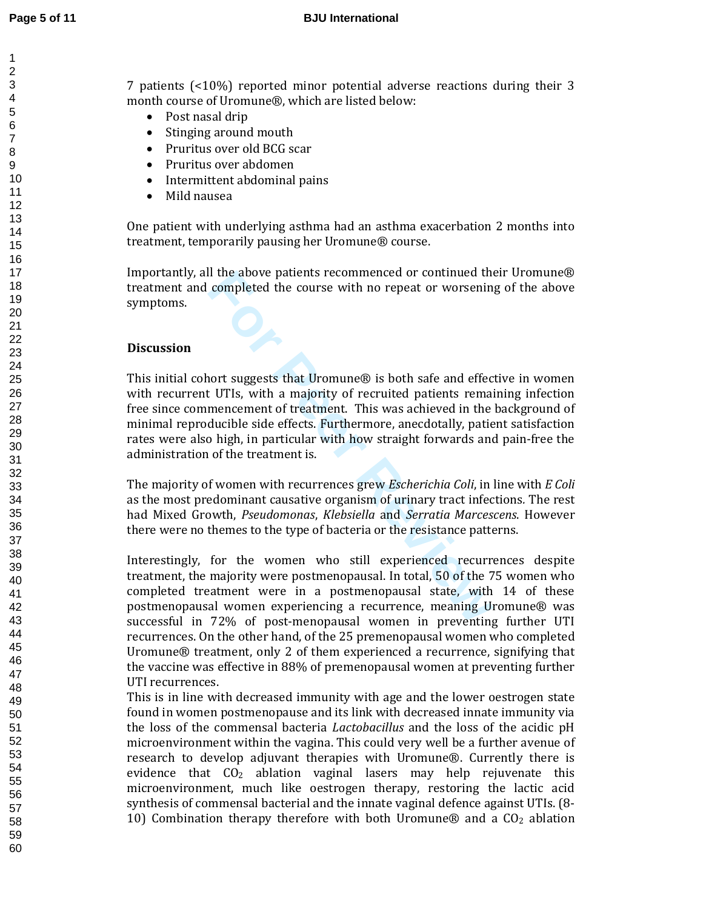7 patients (<10%) reported minor potential adverse reactions during their 3 month course of Uromune®, which are listed below:

- Post nasal drip
- Stinging around mouth
- Pruritus over old BCG scar
- Pruritus over abdomen
- Intermittent abdominal pains
- Mild nausea

One patient with underlying asthma had an asthma exacerbation 2 months into treatment, temporarily pausing her Uromune® course.

Importantly, all the above patients recommenced or continued their Uromune® treatment and completed the course with no repeat or worsening of the above symptoms.

## Discussion

This initial cohort suggests that Uromune® is both safe and effective in women with recurrent UTIs, with a majority of recruited patients remaining infection free since commencement of treatment. This was achieved in the background of minimal reproducible side effects. Furthermore, anecdotally, patient satisfaction rates were also high, in particular with how straight forwards and pain-free the administration of the treatment is.

The majority of women with recurrences grew *Escherichia Coli*, in line with *E Coli* as the most predominant causative organism of urinary tract infections. The rest had Mixed Growth, *Pseudomonas*, *Klebsiella* and *Serratia Marcescens*. However there were no themes to the type of bacteria or the resistance patterns.

Interestingly, for the women who still experienced recurrences despite treatment, the majority were postmenopausal. In total, 50 of the 75 women who completed treatment were in a postmenopausal state, with 14 of these postmenopausal women experiencing a recurrence, meaning Uromune® was successful in 72% of post-menopausal women in preventing further UTI recurrences. On the other hand, of the 25 premenopausal women who completed Uromune® treatment, only 2 of them experienced a recurrence, signifying that the vaccine was effective in 88% of premenopausal women at preventing further UTI recurrences.

This is in line with decreased immunity with age and the lower oestrogen state found in women postmenopause and its link with decreased innate immunity via the loss of the commensal bacteria *Lactobacillus* and the loss of the acidic pH microenvironment within the vagina. This could very well be a further avenue of research to develop adjuvant therapies with Uromune®. Currently there is evidence that $CO_2$ ablation vaginal lasers may help rejuvenate this microenvironment, much like oestrogen therapy, restoring the lactic acid synthesis of commensal bacterial and the innate vaginal defence against UTIs. (8-10) Combination therapy therefore with both Uromune® and a $CO_2$ ablation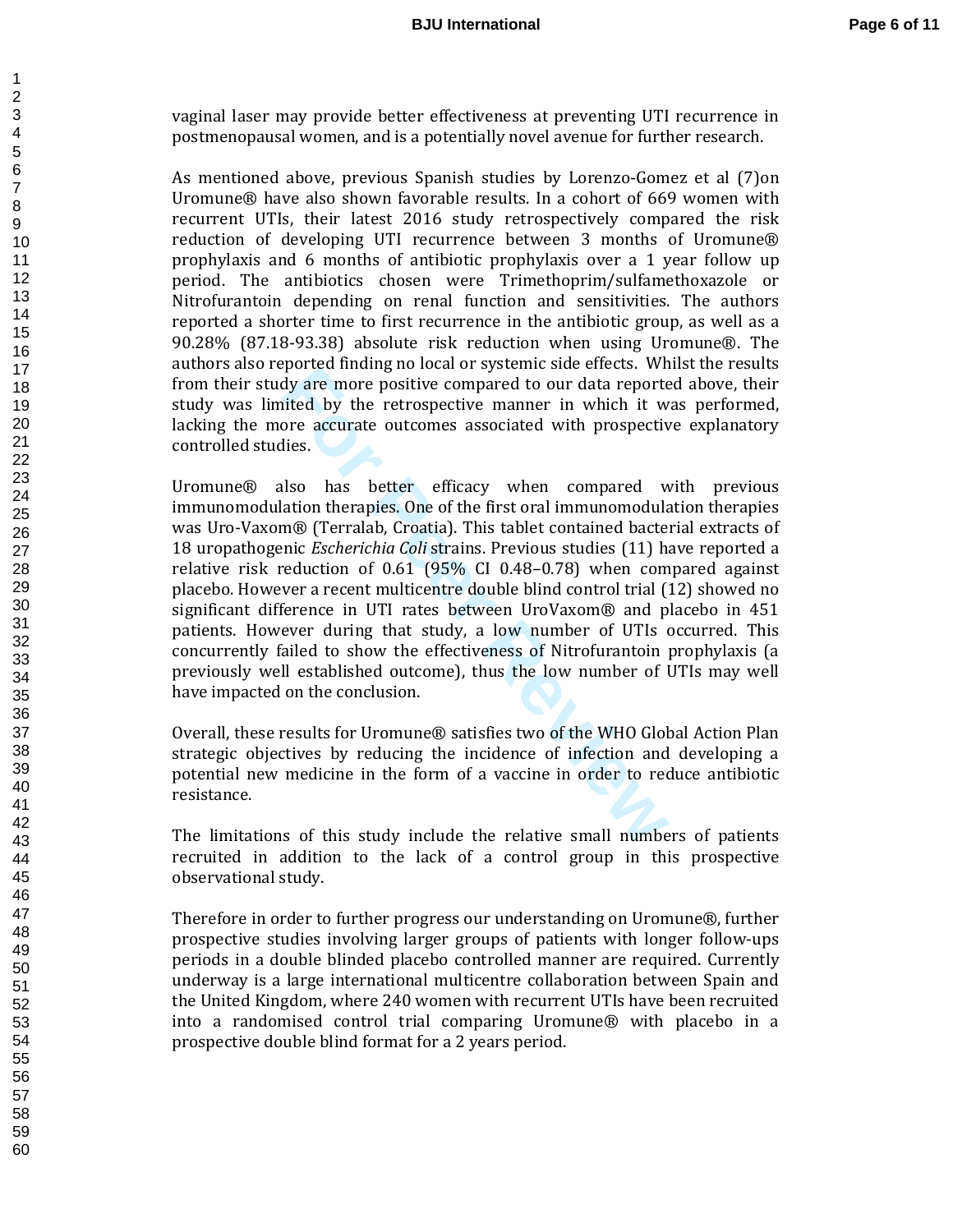vaginal laser may provide better effectiveness at preventing UTI recurrence in postmenopausal women, and is a potentially novel avenue for further research.

As mentioned above, previous Spanish studies by Lorenzo-Gomez et al (7)on Uromune® have also shown favorable results. In a cohort of 669 women with recurrent UTIs, their latest 2016 study retrospectively compared the risk reduction of developing UTI recurrence between 3 months of Uromune® prophylaxis and 6 months of antibiotic prophylaxis over a 1 year follow up period. The antibiotics chosen were Trimethoprim/sulfamethoxazole or Nitrofurantoin depending on renal function and sensitivities. The authors reported a shorter time to first recurrence in the antibiotic group, as well as a 90.28% (87.18-93.38) absolute risk reduction when using Uromune®. The authors also reported finding no local or systemic side effects. Whilst the results from their study are more positive compared to our data reported above, their study was limited by the retrospective manner in which it was performed, lacking the more accurate outcomes associated with prospective explanatory controlled studies.

Uromune® also has better efficacy when compared with previous immunomodulation therapies. One of the first oral immunomodulation therapies was Uro-Vaxom® (Terralab, Croatia). This tablet contained bacterial extracts of 18 uropathogenic *Escherichia Coli* strains. Previous studies (11) have reported a relative risk reduction of 0.61 (95% CI 0.48–0.78) when compared against placebo. However a recent multicentre double blind control trial (12) showed no significant difference in UTI rates between UroVaxom® and placebo in 451 patients. However during that study, a low number of UTIs occurred. This concurrently failed to show the effectiveness of Nitrofurantoin prophylaxis (a previously well established outcome), thus the low number of UTIs may well have impacted on the conclusion.

Overall, these results for Uromune® satisfies two of the WHO Global Action Plan strategic objectives by reducing the incidence of infection and developing a potential new medicine in the form of a vaccine in order to reduce antibiotic resistance.

The limitations of this study include the relative small numbers of patients recruited in addition to the lack of a control group in this prospective observational study.

Therefore in order to further progress our understanding on Uromune®, further prospective studies involving larger groups of patients with longer follow-ups periods in a double blinded placebo controlled manner are required. Currently underway is a large international multicentre collaboration between Spain and the United Kingdom, where 240 women with recurrent UTIs have been recruited into a randomised control trial comparing Uromune® with placebo in a prospective double blind format for a 2 years period.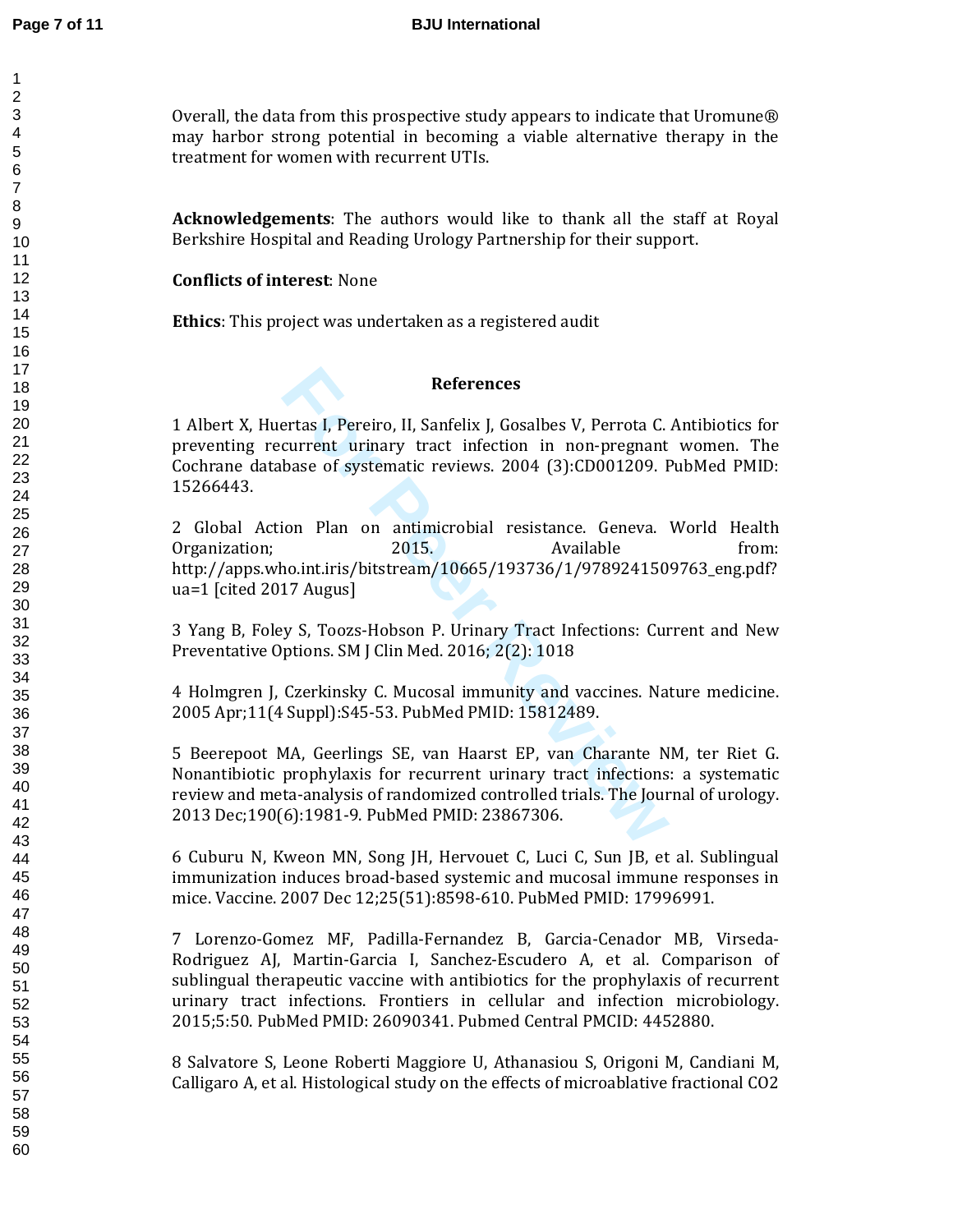Overall, the data from this prospective study appears to indicate that Uromune® may harbor strong potential in becoming a viable alternative therapy in the treatment for women with recurrent UTIs.

**Acknowledgements**: The authors would like to thank all the staff at Royal Berkshire Hospital and Reading Urology Partnership for their support.

**Conflicts of interest**: None

**Ethics**: This project was undertaken as a registered audit

## References

1 Albert X, Huertas I, Pereiro, II, Sanfelix J, Gosalbes V, Perrota C. Antibiotics for preventing recurrent urinary tract infection in non-pregnant women. The Cochrane database of systematic reviews. 2004 (3):CD001209. PubMed PMID: 15266443.

2 Global Action Plan on antimicrobial resistance. Geneva. World Health Organization; 2015. Available from: http://apps.who.int.iris/bitstream/10665/193736/1/9789241509763_eng.pdf?ua=1 [cited 2017 Augus]

3 Yang B, Foley S, Toozs-Hobson P. Urinary Tract Infections: Current and New Preventative Options. SM J Clin Med. 2016; 2(2): 1018

4 Holmgren J, Czerkinsky C. Mucosal immunity and vaccines. Nature medicine. 2005 Apr;11(4 Suppl):S45-53. PubMed PMID: 15812489.

5 Beerepoot MA, Geerlings SE, van Haarst EP, van Charante NM, ter Riet G. Nonantibiotic prophylaxis for recurrent urinary tract infections: a systematic review and meta-analysis of randomized controlled trials. The Journal of urology. 2013 Dec;190(6):1981-9. PubMed PMID: 23867306.

6 Cuburu N, Kweon MN, Song JH, Hervouet C, Luci C, Sun JB, et al. Sublingual immunization induces broad-based systemic and mucosal immune responses in mice. Vaccine. 2007 Dec 12;25(51):8598-610. PubMed PMID: 17996991.

7 Lorenzo-Gomez MF, Padilla-Fernandez B, Garcia-Cenador MB, Virseda-Rodriguez AJ, Martin-Garcia I, Sanchez-Escudero A, et al. Comparison of sublingual therapeutic vaccine with antibiotics for the prophylaxis of recurrent urinary tract infections. Frontiers in cellular and infection microbiology. 2015;5:50. PubMed PMID: 26090341. Pubmed Central PMCID: 4452880.

8 Salvatore S, Leone Roberti Maggiore U, Athanasiou S, Origoni M, Candiani M, Calligaro A, et al. Histological study on the effects of microablative fractional $CO_2$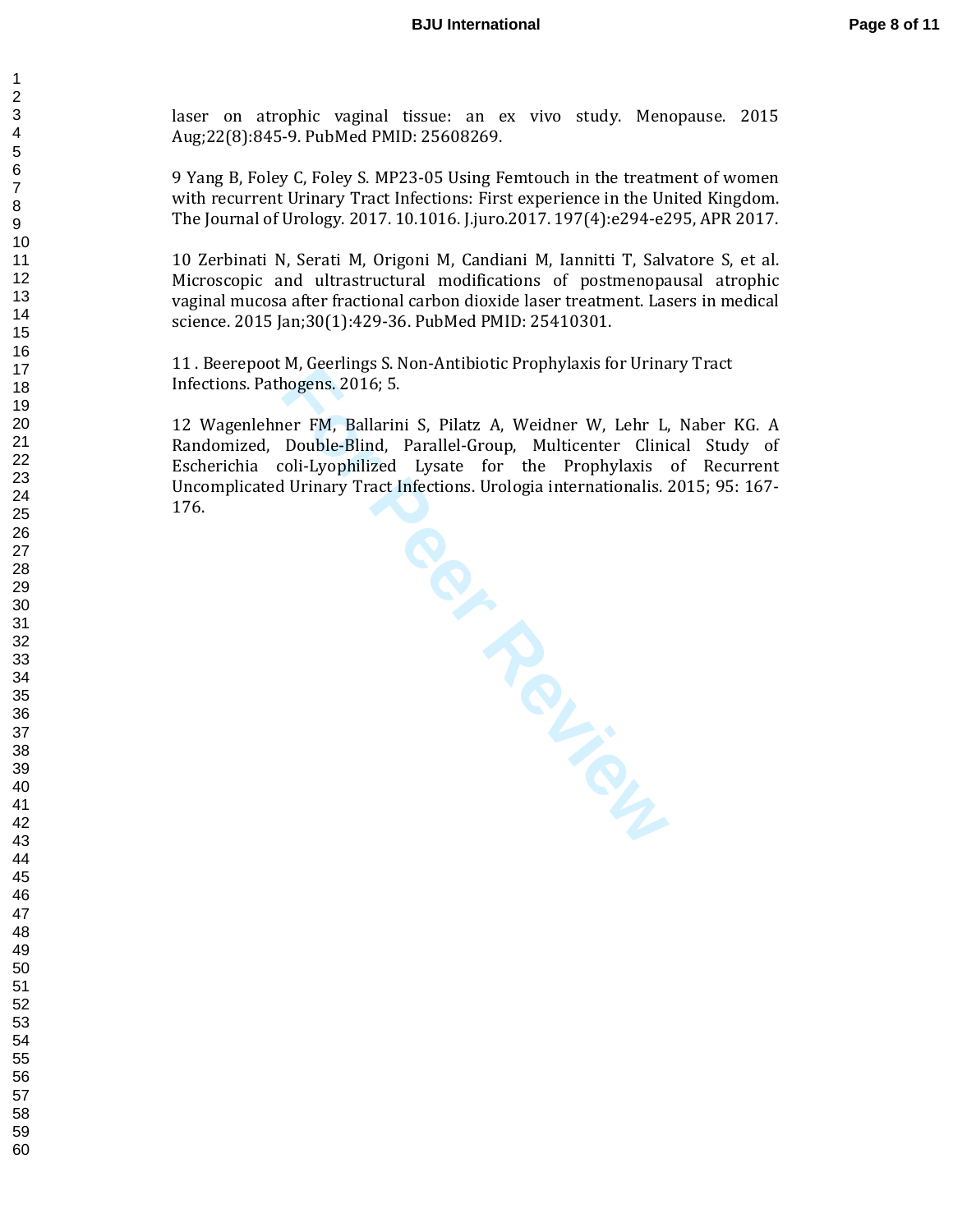laser on atrophic vaginal tissue: an ex vivo study. Menopause. 2015 Aug;22(8):845-9. PubMed PMID: 25608269.

9 Yang B, Foley C, Foley S. MP23-05 Using Femtouch in the treatment of women with recurrent Urinary Tract Infections: First experience in the United Kingdom. The Journal of Urology. 2017. 10.1016. J.juro.2017. 197(4):e294-e295, APR 2017.

10 Zerbinati N, Serati M, Origoni M, Candiani M, Iannitti T, Salvatore S, et al. Microscopic and ultrastructural modifications of postmenopausal atrophic vaginal mucosa after fractional carbon dioxide laser treatment. Lasers in medical science. 2015 Jan;30(1):429-36. PubMed PMID: 25410301.

11 . Beerepoot M, Geerlings S. Non-Antibiotic Prophylaxis for Urinary Tract Infections. Pathogens. 2016; 5.

12 Wagenlehner FM, Ballarini S, Pilatz A, Weidner W, Lehr L, Naber KG. A Randomized, Double-Blind, Parallel-Group, Multicenter Clinical Study of Escherichia coli-Lyophilized Lysate for the Prophylaxis of Recurrent Uncomplicated Urinary Tract Infections. Urologia internationalis. 2015; 95: 167-176.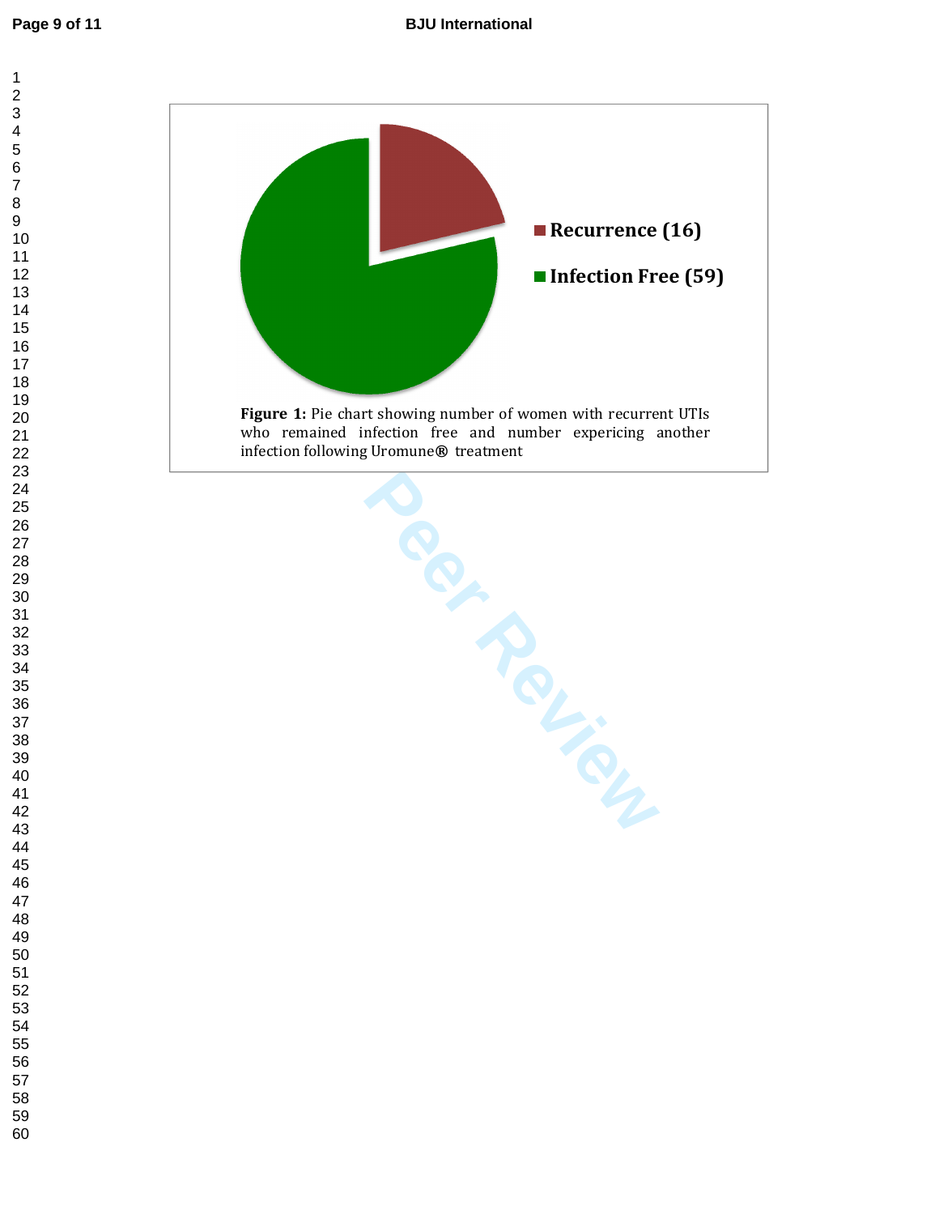Recurrence (16)

Infection Free (59)

**Figure 1:** Pie chart showing number of women with recurrent UTIs who remained infection free and number expericing another infection following Uromune® treatment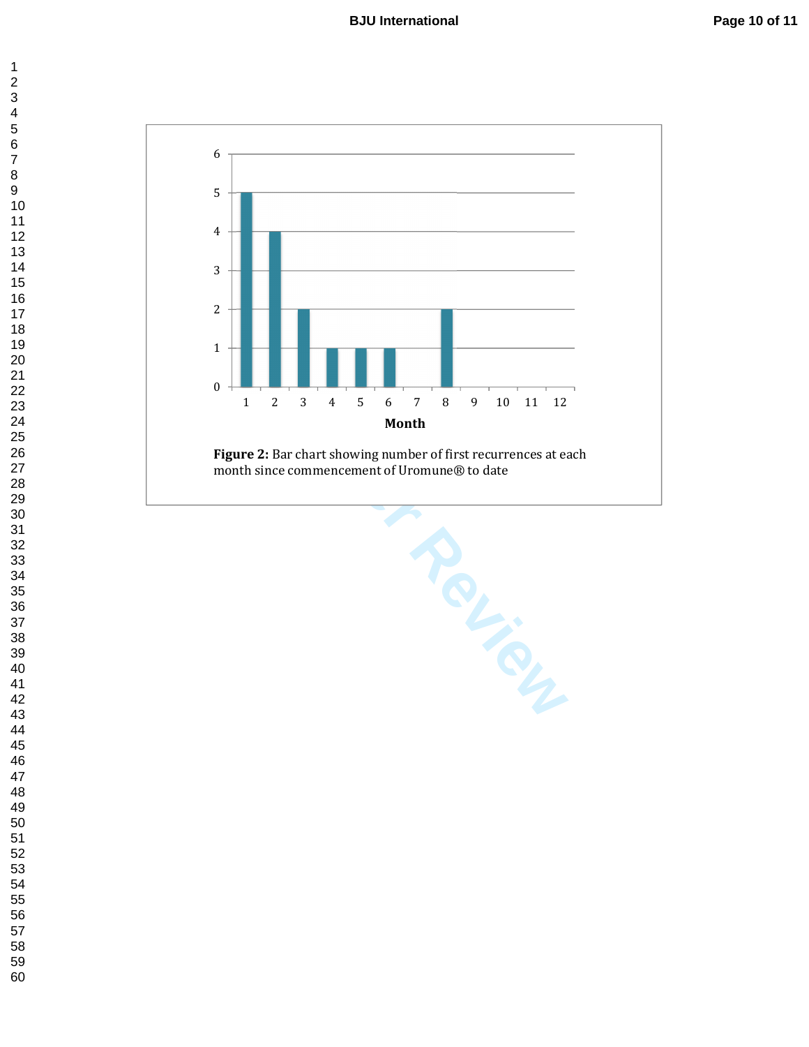Figure 2: Bar chart showing number of first recurrences at each month since commencement of Uromune® to date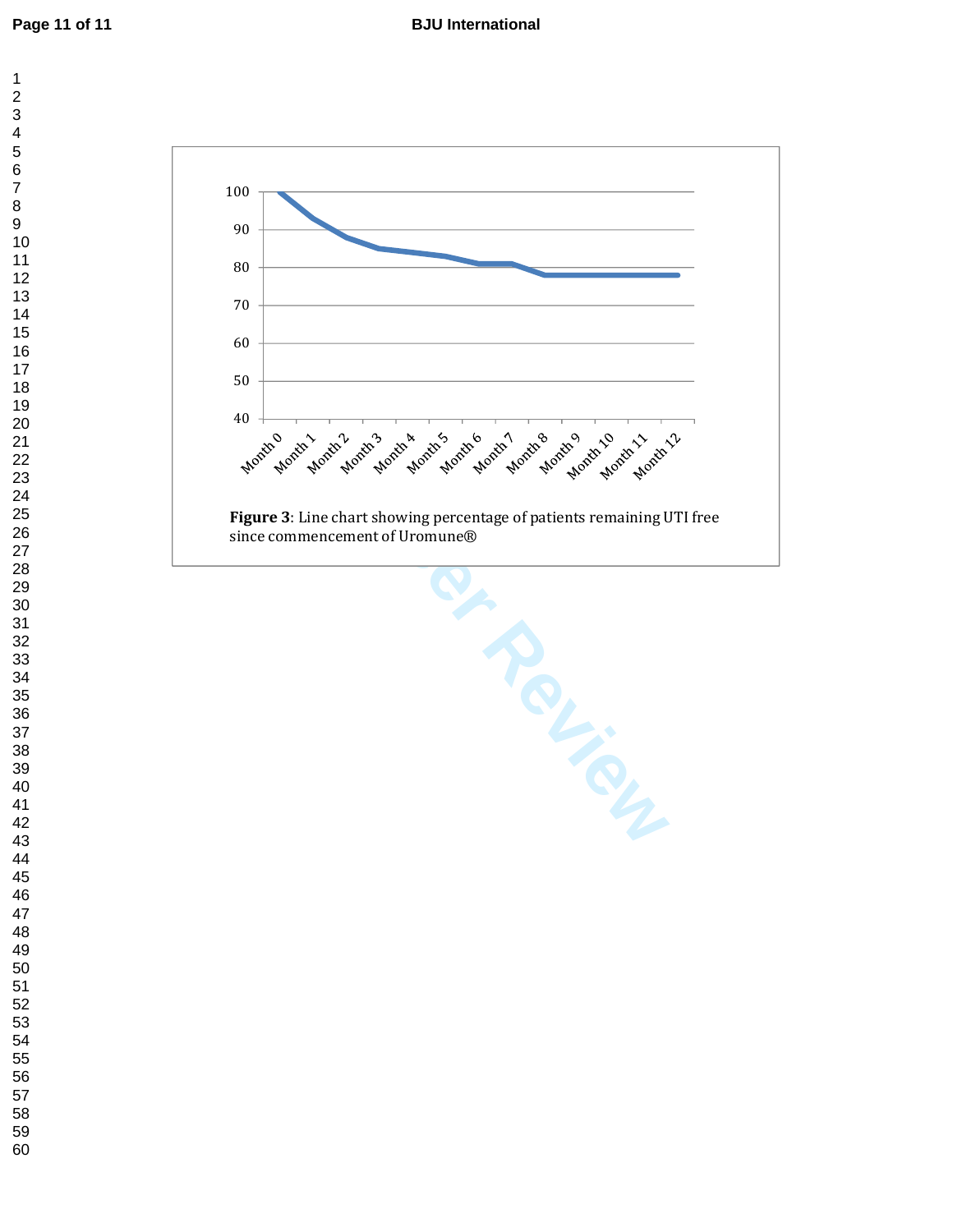100
90
80
70
60
50
40

Month 0
Month 1
Month 2
Month 3
Month 4
Month 5
Month 6
Month 7
Month 8
Month 9
Month 10
Month 11
Month 12

**Figure 3**: Line chart showing percentage of patients remaining UTI free since commencement of Uromune®